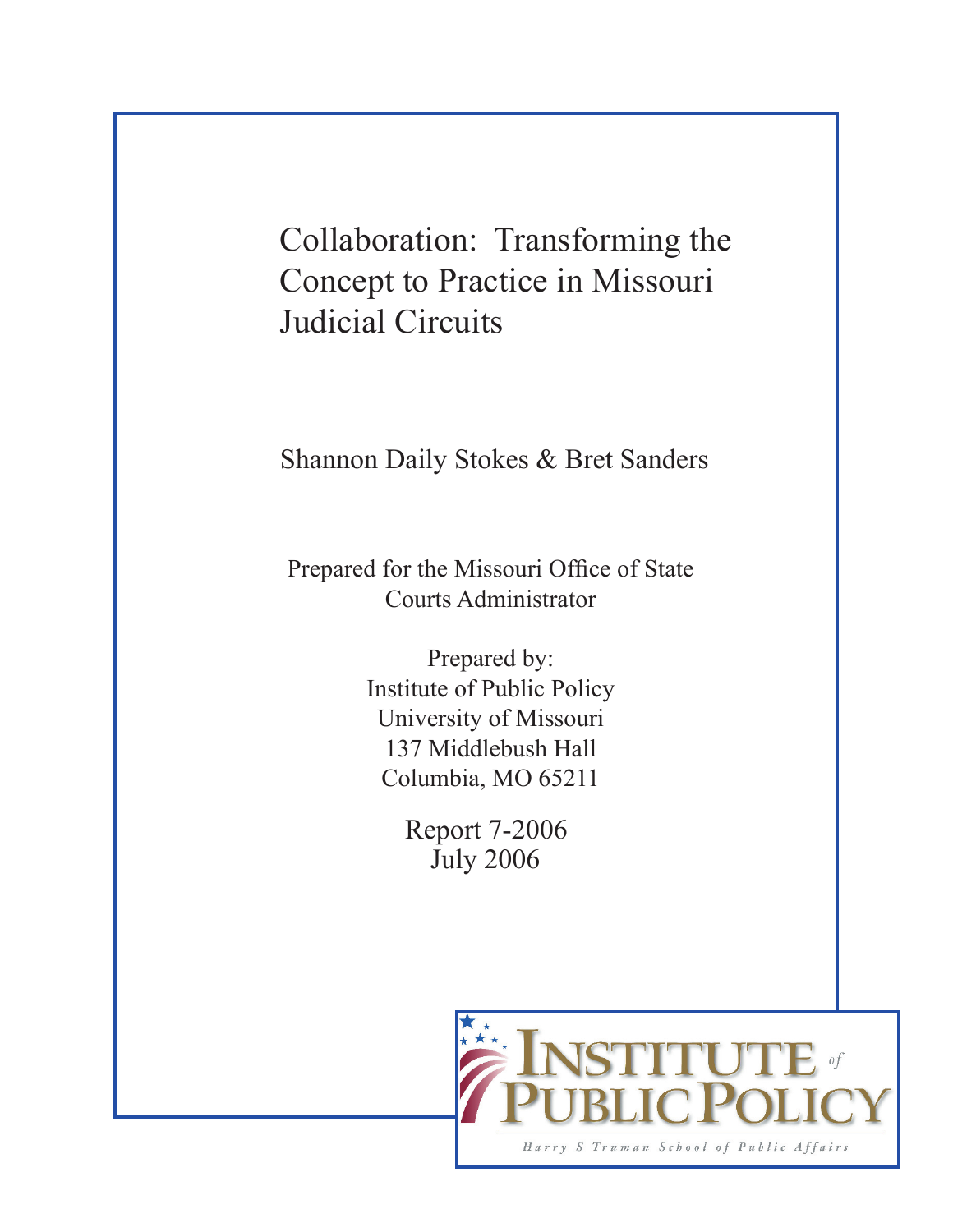# Collaboration: Transforming the Concept to Practice in Missouri Judicial Circuits

Shannon Daily Stokes & Bret Sanders

Prepared for the Missouri Office of State Courts Administrator

Prepared by:
Institute of Public Policy
University of Missouri
137 Middlebush Hall
Columbia, MO 65211

Report 7-2006
July 2006

Institute of Public Policy
Harry S Truman School of Public Affairs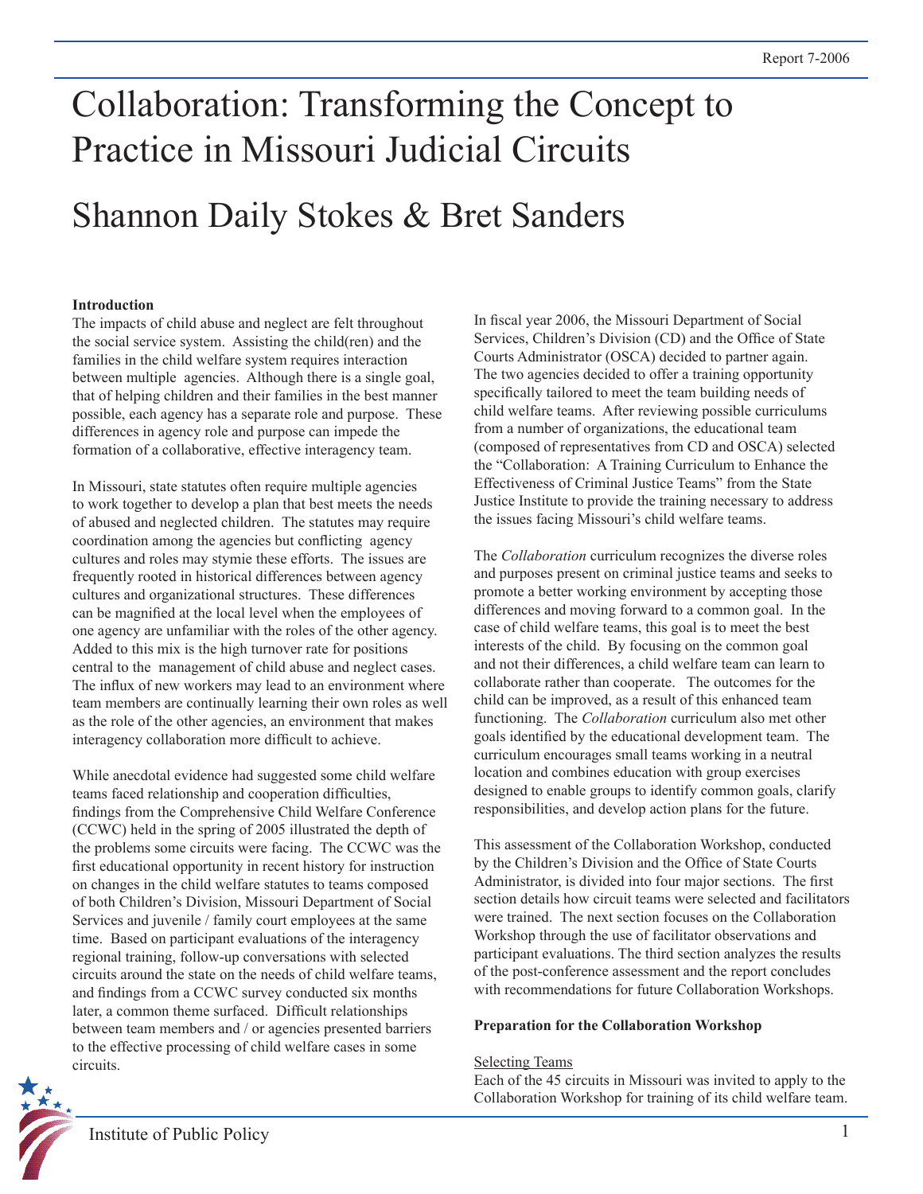# Collaboration: Transforming the Concept to Practice in Missouri Judicial Circuits

## Shannon Daily Stokes & Bret Sanders

**Introduction**

The impacts of child abuse and neglect are felt throughout the social service system. Assisting the child(ren) and the families in the child welfare system requires interaction between multiple agencies. Although there is a single goal, that of helping children and their families in the best manner possible, each agency has a separate role and purpose. These differences in agency role and purpose can impede the formation of a collaborative, effective interagency team.

In Missouri, state statutes often require multiple agencies to work together to develop a plan that best meets the needs of abused and neglected children. The statutes may require coordination among the agencies but conflicting agency cultures and roles may stymie these efforts. The issues are frequently rooted in historical differences between agency cultures and organizational structures. These differences can be magnified at the local level when the employees of one agency are unfamiliar with the roles of the other agency. Added to this mix is the high turnover rate for positions central to the management of child abuse and neglect cases. The influx of new workers may lead to an environment where team members are continually learning their own roles as well as the role of the other agencies, an environment that makes interagency collaboration more difficult to achieve.

While anecdotal evidence had suggested some child welfare teams faced relationship and cooperation difficulties, findings from the Comprehensive Child Welfare Conference (CCWC) held in the spring of 2005 illustrated the depth of the problems some circuits were facing. The CCWC was the first educational opportunity in recent history for instruction on changes in the child welfare statutes to teams composed of both Children's Division, Missouri Department of Social Services and juvenile / family court employees at the same time. Based on participant evaluations of the interagency regional training, follow-up conversations with selected circuits around the state on the needs of child welfare teams, and findings from a CCWC survey conducted six months later, a common theme surfaced. Difficult relationships between team members and / or agencies presented barriers to the effective processing of child welfare cases in some circuits.

In fiscal year 2006, the Missouri Department of Social Services, Children's Division (CD) and the Office of State Courts Administrator (OSCA) decided to partner again. The two agencies decided to offer a training opportunity specifically tailored to meet the team building needs of child welfare teams. After reviewing possible curriculums from a number of organizations, the educational team (composed of representatives from CD and OSCA) selected the "Collaboration: A Training Curriculum to Enhance the Effectiveness of Criminal Justice Teams" from the State Justice Institute to provide the training necessary to address the issues facing Missouri's child welfare teams.

The *Collaboration* curriculum recognizes the diverse roles and purposes present on criminal justice teams and seeks to promote a better working environment by accepting those differences and moving forward to a common goal. In the case of child welfare teams, this goal is to meet the best interests of the child. By focusing on the common goal and not their differences, a child welfare team can learn to collaborate rather than cooperate. The outcomes for the child can be improved, as a result of this enhanced team functioning. The *Collaboration* curriculum also met other goals identified by the educational development team. The curriculum encourages small teams working in a neutral location and combines education with group exercises designed to enable groups to identify common goals, clarify responsibilities, and develop action plans for the future.

This assessment of the Collaboration Workshop, conducted by the Children's Division and the Office of State Courts Administrator, is divided into four major sections. The first section details how circuit teams were selected and facilitators were trained. The next section focuses on the Collaboration Workshop through the use of facilitator observations and participant evaluations. The third section analyzes the results of the post-conference assessment and the report concludes with recommendations for future Collaboration Workshops.

**Preparation for the Collaboration Workshop**

Selecting Teams

Each of the 45 circuits in Missouri was invited to apply to the Collaboration Workshop for training of its child welfare team.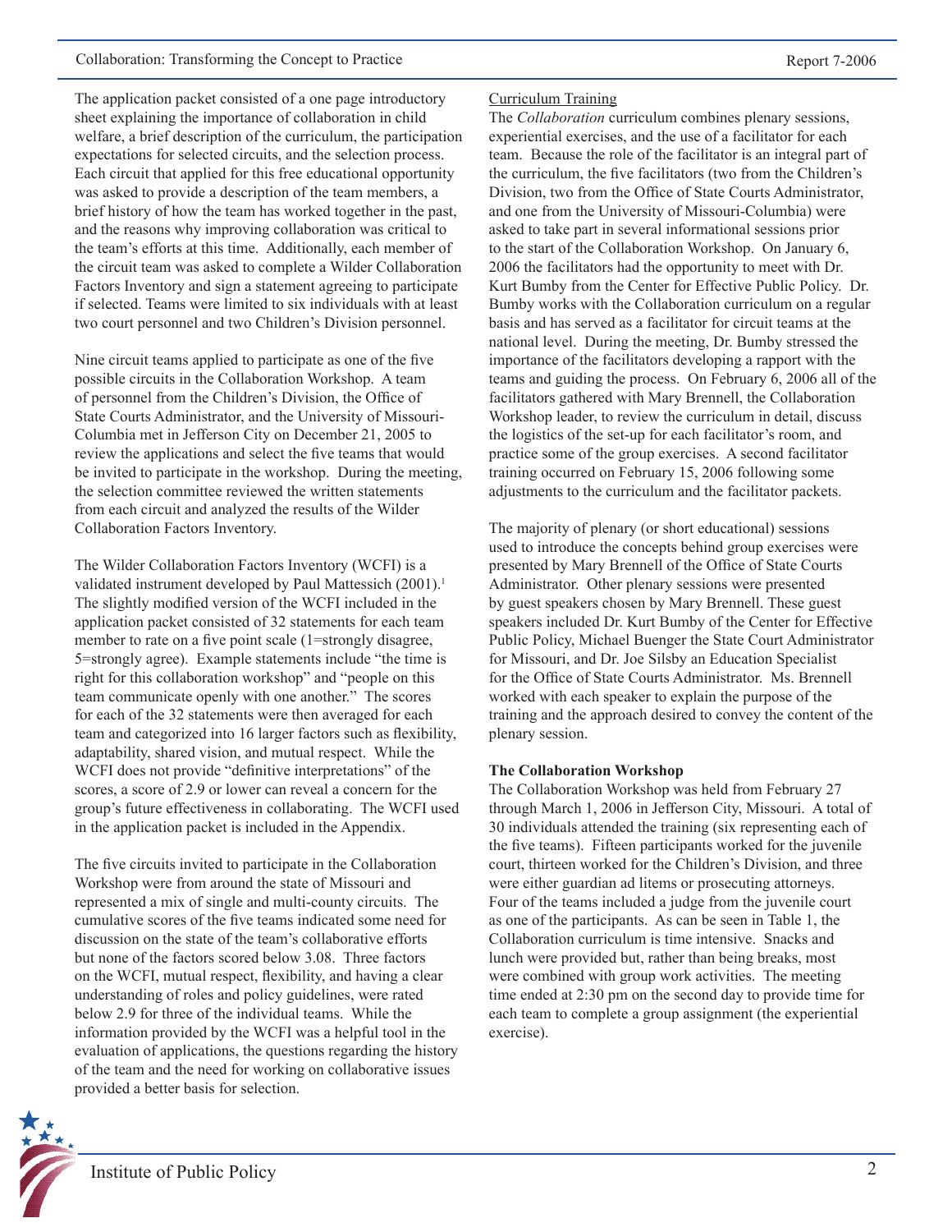The application packet consisted of a one page introductory sheet explaining the importance of collaboration in child welfare, a brief description of the curriculum, the participation expectations for selected circuits, and the selection process. Each circuit that applied for this free educational opportunity was asked to provide a description of the team members, a brief history of how the team has worked together in the past, and the reasons why improving collaboration was critical to the team's efforts at this time. Additionally, each member of the circuit team was asked to complete a Wilder Collaboration Factors Inventory and sign a statement agreeing to participate if selected. Teams were limited to six individuals with at least two court personnel and two Children's Division personnel.

Nine circuit teams applied to participate as one of the five possible circuits in the Collaboration Workshop. A team of personnel from the Children's Division, the Office of State Courts Administrator, and the University of Missouri-Columbia met in Jefferson City on December 21, 2005 to review the applications and select the five teams that would be invited to participate in the workshop. During the meeting, the selection committee reviewed the written statements from each circuit and analyzed the results of the Wilder Collaboration Factors Inventory.

The Wilder Collaboration Factors Inventory (WCFI) is a validated instrument developed by Paul Mattessich (2001).[1] The slightly modified version of the WCFI included in the application packet consisted of 32 statements for each team member to rate on a five point scale (1=strongly disagree, 5=strongly agree). Example statements include "the time is right for this collaboration workshop" and "people on this team communicate openly with one another." The scores for each of the 32 statements were then averaged for each team and categorized into 16 larger factors such as flexibility, adaptability, shared vision, and mutual respect. While the WCFI does not provide "definitive interpretations" of the scores, a score of 2.9 or lower can reveal a concern for the group's future effectiveness in collaborating. The WCFI used in the application packet is included in the Appendix.

The five circuits invited to participate in the Collaboration Workshop were from around the state of Missouri and represented a mix of single and multi-county circuits. The cumulative scores of the five teams indicated some need for discussion on the state of the team's collaborative efforts but none of the factors scored below 3.08. Three factors on the WCFI, mutual respect, flexibility, and having a clear understanding of roles and policy guidelines, were rated below 2.9 for three of the individual teams. While the information provided by the WCFI was a helpful tool in the evaluation of applications, the questions regarding the history of the team and the need for working on collaborative issues provided a better basis for selection.

Curriculum Training

The *Collaboration* curriculum combines plenary sessions, experiential exercises, and the use of a facilitator for each team. Because the role of the facilitator is an integral part of the curriculum, the five facilitators (two from the Children's Division, two from the Office of State Courts Administrator, and one from the University of Missouri-Columbia) were asked to take part in several informational sessions prior to the start of the Collaboration Workshop. On January 6, 2006 the facilitators had the opportunity to meet with Dr. Kurt Bumby from the Center for Effective Public Policy. Dr. Bumby works with the Collaboration curriculum on a regular basis and has served as a facilitator for circuit teams at the national level. During the meeting, Dr. Bumby stressed the importance of the facilitators developing a rapport with the teams and guiding the process. On February 6, 2006 all of the facilitators gathered with Mary Brennell, the Collaboration Workshop leader, to review the curriculum in detail, discuss the logistics of the set-up for each facilitator's room, and practice some of the group exercises. A second facilitator training occurred on February 15, 2006 following some adjustments to the curriculum and the facilitator packets.

The majority of plenary (or short educational) sessions used to introduce the concepts behind group exercises were presented by Mary Brennell of the Office of State Courts Administrator. Other plenary sessions were presented by guest speakers chosen by Mary Brennell. These guest speakers included Dr. Kurt Bumby of the Center for Effective Public Policy, Michael Buenger the State Court Administrator for Missouri, and Dr. Joe Silsby an Education Specialist for the Office of State Courts Administrator. Ms. Brennell worked with each speaker to explain the purpose of the training and the approach desired to convey the content of the plenary session.

**The Collaboration Workshop**

The Collaboration Workshop was held from February 27 through March 1, 2006 in Jefferson City, Missouri. A total of 30 individuals attended the training (six representing each of the five teams). Fifteen participants worked for the juvenile court, thirteen worked for the Children's Division, and three were either guardian ad litems or prosecuting attorneys. Four of the teams included a judge from the juvenile court as one of the participants. As can be seen in Table 1, the Collaboration curriculum is time intensive. Snacks and lunch were provided but, rather than being breaks, most were combined with group work activities. The meeting time ended at 2:30 pm on the second day to provide time for each team to complete a group assignment (the experiential exercise).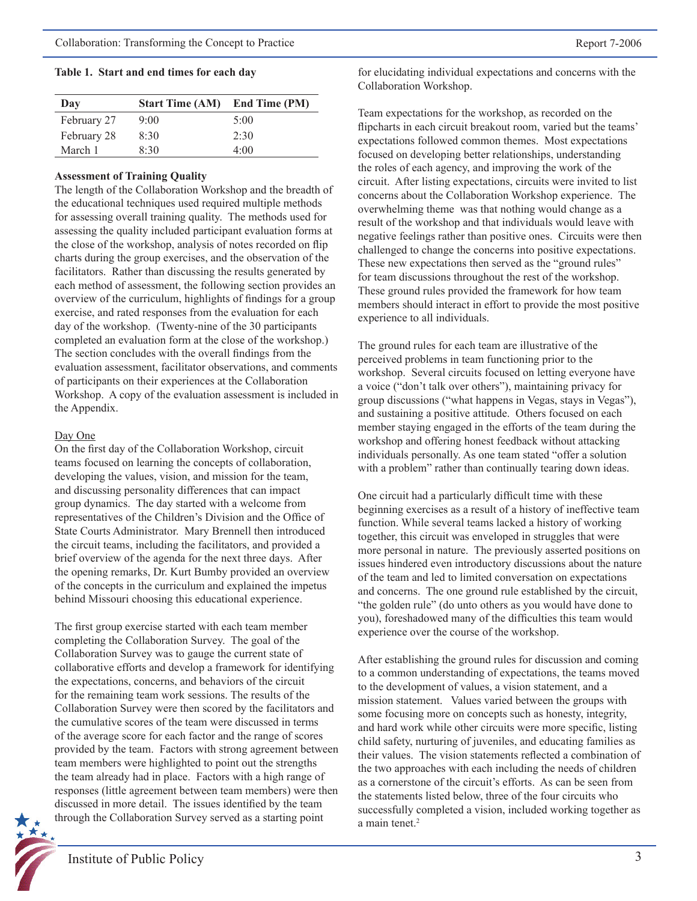**Table 1. Start and end times for each day**

| Day | Start Time (AM) | End Time (PM) |
|---|---|---|
| February 27 | 9:00 | 5:00 |
| February 28 | 8:30 | 2:30 |
| March 1 | 8:30 | 4:00 |

**Assessment of Training Quality**

The length of the Collaboration Workshop and the breadth of the educational techniques used required multiple methods for assessing overall training quality. The methods used for assessing the quality included participant evaluation forms at the close of the workshop, analysis of notes recorded on flip charts during the group exercises, and the observation of the facilitators. Rather than discussing the results generated by each method of assessment, the following section provides an overview of the curriculum, highlights of findings for a group exercise, and rated responses from the evaluation for each day of the workshop. (Twenty-nine of the 30 participants completed an evaluation form at the close of the workshop.) The section concludes with the overall findings from the evaluation assessment, facilitator observations, and comments of participants on their experiences at the Collaboration Workshop. A copy of the evaluation assessment is included in the Appendix.

Day One

On the first day of the Collaboration Workshop, circuit teams focused on learning the concepts of collaboration, developing the values, vision, and mission for the team, and discussing personality differences that can impact group dynamics. The day started with a welcome from representatives of the Children's Division and the Office of State Courts Administrator. Mary Brennell then introduced the circuit teams, including the facilitators, and provided a brief overview of the agenda for the next three days. After the opening remarks, Dr. Kurt Bumby provided an overview of the concepts in the curriculum and explained the impetus behind Missouri choosing this educational experience.

The first group exercise started with each team member completing the Collaboration Survey. The goal of the Collaboration Survey was to gauge the current state of collaborative efforts and develop a framework for identifying the expectations, concerns, and behaviors of the circuit for the remaining team work sessions. The results of the Collaboration Survey were then scored by the facilitators and the cumulative scores of the team were discussed in terms of the average score for each factor and the range of scores provided by the team. Factors with strong agreement between team members were highlighted to point out the strengths the team already had in place. Factors with a high range of responses (little agreement between team members) were then discussed in more detail. The issues identified by the team through the Collaboration Survey served as a starting point for elucidating individual expectations and concerns with the Collaboration Workshop.

Team expectations for the workshop, as recorded on the flipcharts in each circuit breakout room, varied but the teams' expectations followed common themes. Most expectations focused on developing better relationships, understanding the roles of each agency, and improving the work of the circuit. After listing expectations, circuits were invited to list concerns about the Collaboration Workshop experience. The overwhelming theme was that nothing would change as a result of the workshop and that individuals would leave with negative feelings rather than positive ones. Circuits were then challenged to change the concerns into positive expectations. These new expectations then served as the "ground rules" for team discussions throughout the rest of the workshop. These ground rules provided the framework for how team members should interact in effort to provide the most positive experience to all individuals.

The ground rules for each team are illustrative of the perceived problems in team functioning prior to the workshop. Several circuits focused on letting everyone have a voice ("don't talk over others"), maintaining privacy for group discussions ("what happens in Vegas, stays in Vegas"), and sustaining a positive attitude. Others focused on each member staying engaged in the efforts of the team during the workshop and offering honest feedback without attacking individuals personally. As one team stated "offer a solution with a problem" rather than continually tearing down ideas.

One circuit had a particularly difficult time with these beginning exercises as a result of a history of ineffective team function. While several teams lacked a history of working together, this circuit was enveloped in struggles that were more personal in nature. The previously asserted positions on issues hindered even introductory discussions about the nature of the team and led to limited conversation on expectations and concerns. The one ground rule established by the circuit, "the golden rule" (do unto others as you would have done to you), foreshadowed many of the difficulties this team would experience over the course of the workshop.

After establishing the ground rules for discussion and coming to a common understanding of expectations, the teams moved to the development of values, a vision statement, and a mission statement. Values varied between the groups with some focusing more on concepts such as honesty, integrity, and hard work while other circuits were more specific, listing child safety, nurturing of juveniles, and educating families as their values. The vision statements reflected a combination of the two approaches with each including the needs of children as a cornerstone of the circuit's efforts. As can be seen from the statements listed below, three of the four circuits who successfully completed a vision, included working together as a main tenet.[2]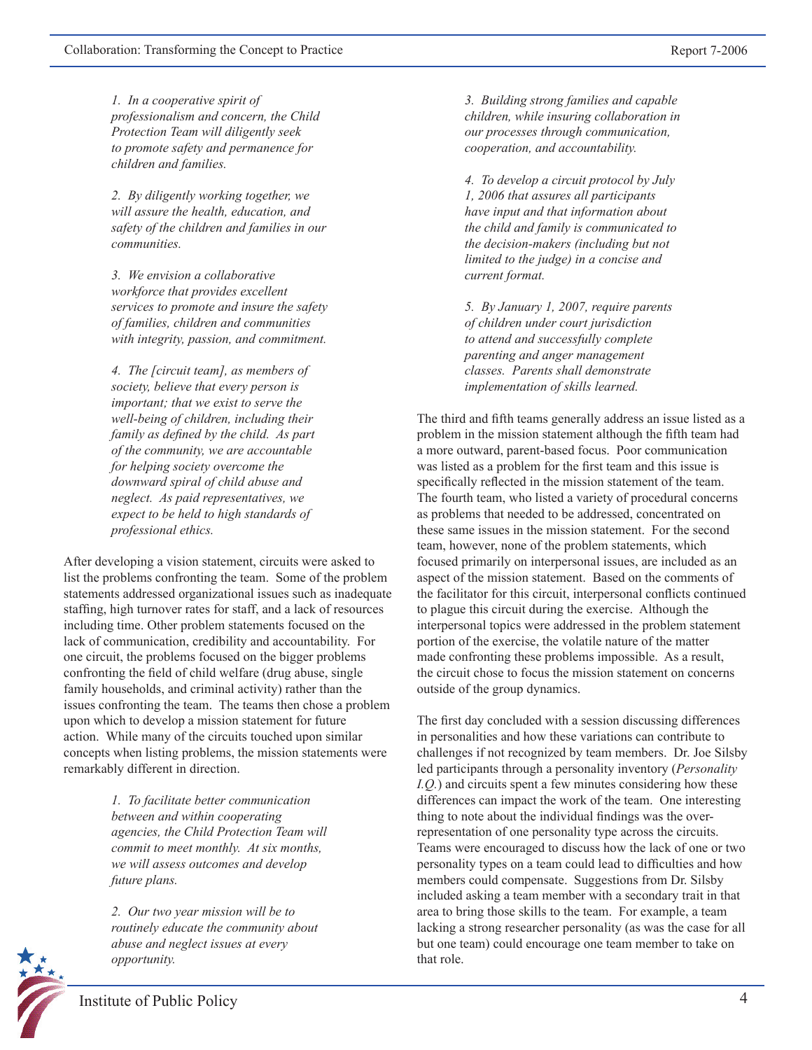*1. In a cooperative spirit of professionalism and concern, the Child Protection Team will diligently seek to promote safety and permanence for children and families.*

*2. By diligently working together, we will assure the health, education, and safety of the children and families in our communities.*

*3. We envision a collaborative workforce that provides excellent services to promote and insure the safety of families, children and communities with integrity, passion, and commitment.*

*4. The [circuit team], as members of society, believe that every person is important; that we exist to serve the well-being of children, including their family as defined by the child. As part of the community, we are accountable for helping society overcome the downward spiral of child abuse and neglect. As paid representatives, we expect to be held to high standards of professional ethics.*

After developing a vision statement, circuits were asked to list the problems confronting the team. Some of the problem statements addressed organizational issues such as inadequate staffing, high turnover rates for staff, and a lack of resources including time. Other problem statements focused on the lack of communication, credibility and accountability. For one circuit, the problems focused on the bigger problems confronting the field of child welfare (drug abuse, single family households, and criminal activity) rather than the issues confronting the team. The teams then chose a problem upon which to develop a mission statement for future action. While many of the circuits touched upon similar concepts when listing problems, the mission statements were remarkably different in direction.

*1. To facilitate better communication between and within cooperating agencies, the Child Protection Team will commit to meet monthly. At six months, we will assess outcomes and develop future plans.*

*2. Our two year mission will be to routinely educate the community about abuse and neglect issues at every opportunity.*

*3. Building strong families and capable children, while insuring collaboration in our processes through communication, cooperation, and accountability.*

*4. To develop a circuit protocol by July 1, 2006 that assures all participants have input and that information about the child and family is communicated to the decision-makers (including but not limited to the judge) in a concise and current format.*

*5. By January 1, 2007, require parents of children under court jurisdiction to attend and successfully complete parenting and anger management classes. Parents shall demonstrate implementation of skills learned.*

The third and fifth teams generally address an issue listed as a problem in the mission statement although the fifth team had a more outward, parent-based focus. Poor communication was listed as a problem for the first team and this issue is specifically reflected in the mission statement of the team. The fourth team, who listed a variety of procedural concerns as problems that needed to be addressed, concentrated on these same issues in the mission statement. For the second team, however, none of the problem statements, which focused primarily on interpersonal issues, are included as an aspect of the mission statement. Based on the comments of the facilitator for this circuit, interpersonal conflicts continued to plague this circuit during the exercise. Although the interpersonal topics were addressed in the problem statement portion of the exercise, the volatile nature of the matter made confronting these problems impossible. As a result, the circuit chose to focus the mission statement on concerns outside of the group dynamics.

The first day concluded with a session discussing differences in personalities and how these variations can contribute to challenges if not recognized by team members. Dr. Joe Silsby led participants through a personality inventory (*Personality I.Q.*) and circuits spent a few minutes considering how these differences can impact the work of the team. One interesting thing to note about the individual findings was the over-representation of one personality type across the circuits. Teams were encouraged to discuss how the lack of one or two personality types on a team could lead to difficulties and how members could compensate. Suggestions from Dr. Silsby included asking a team member with a secondary trait in that area to bring those skills to the team. For example, a team lacking a strong researcher personality (as was the case for all but one team) could encourage one team member to take on that role.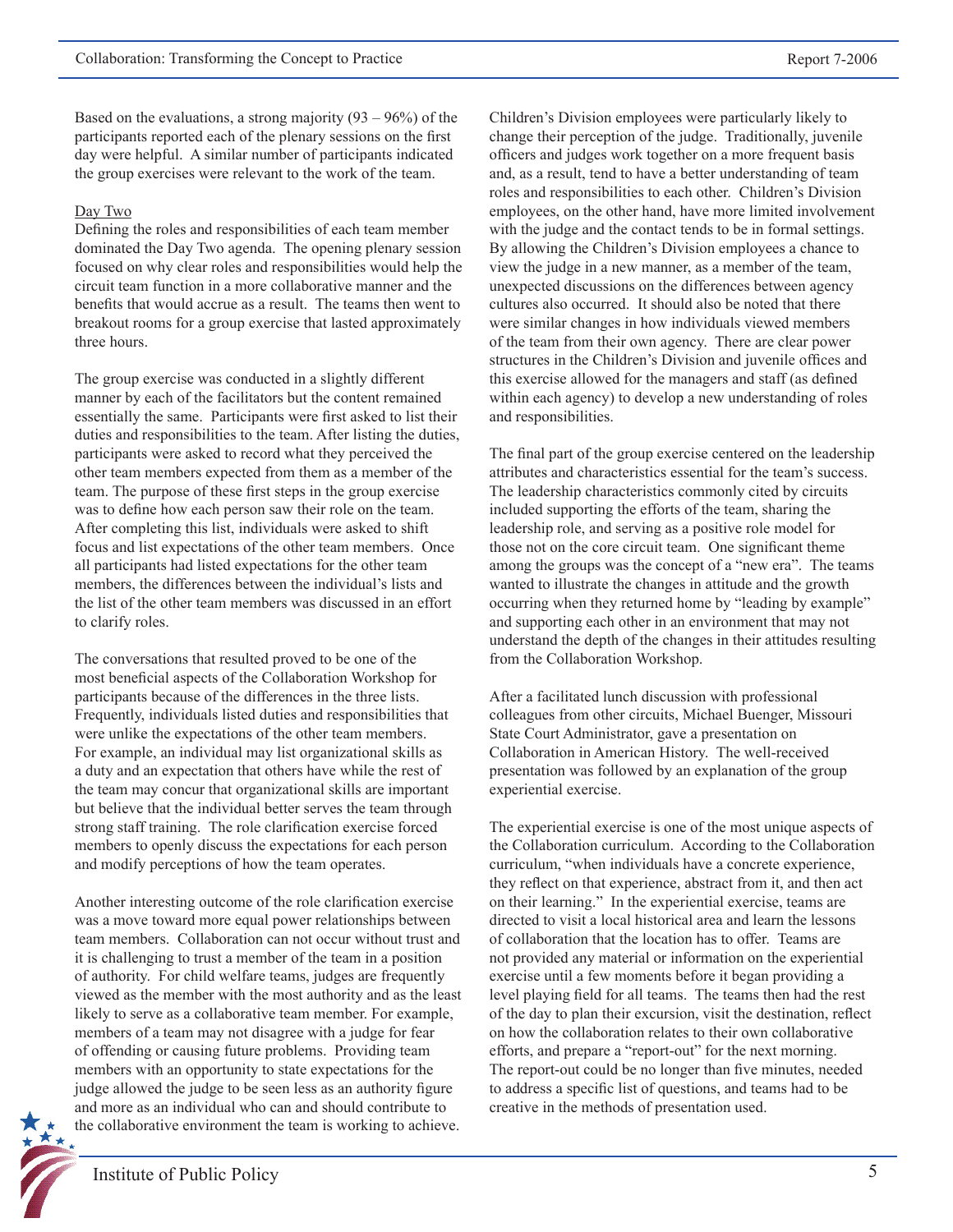Based on the evaluations, a strong majority (93 – 96%) of the participants reported each of the plenary sessions on the first day were helpful. A similar number of participants indicated the group exercises were relevant to the work of the team.

Day Two

Defining the roles and responsibilities of each team member dominated the Day Two agenda. The opening plenary session focused on why clear roles and responsibilities would help the circuit team function in a more collaborative manner and the benefits that would accrue as a result. The teams then went to breakout rooms for a group exercise that lasted approximately three hours.

The group exercise was conducted in a slightly different manner by each of the facilitators but the content remained essentially the same. Participants were first asked to list their duties and responsibilities to the team. After listing the duties, participants were asked to record what they perceived the other team members expected from them as a member of the team. The purpose of these first steps in the group exercise was to define how each person saw their role on the team. After completing this list, individuals were asked to shift focus and list expectations of the other team members. Once all participants had listed expectations for the other team members, the differences between the individual's lists and the list of the other team members was discussed in an effort to clarify roles.

The conversations that resulted proved to be one of the most beneficial aspects of the Collaboration Workshop for participants because of the differences in the three lists. Frequently, individuals listed duties and responsibilities that were unlike the expectations of the other team members. For example, an individual may list organizational skills as a duty and an expectation that others have while the rest of the team may concur that organizational skills are important but believe that the individual better serves the team through strong staff training. The role clarification exercise forced members to openly discuss the expectations for each person and modify perceptions of how the team operates.

Another interesting outcome of the role clarification exercise was a move toward more equal power relationships between team members. Collaboration can not occur without trust and it is challenging to trust a member of the team in a position of authority. For child welfare teams, judges are frequently viewed as the member with the most authority and as the least likely to serve as a collaborative team member. For example, members of a team may not disagree with a judge for fear of offending or causing future problems. Providing team members with an opportunity to state expectations for the judge allowed the judge to be seen less as an authority figure and more as an individual who can and should contribute to the collaborative environment the team is working to achieve.

Children's Division employees were particularly likely to change their perception of the judge. Traditionally, juvenile officers and judges work together on a more frequent basis and, as a result, tend to have a better understanding of team roles and responsibilities to each other. Children's Division employees, on the other hand, have more limited involvement with the judge and the contact tends to be in formal settings. By allowing the Children's Division employees a chance to view the judge in a new manner, as a member of the team, unexpected discussions on the differences between agency cultures also occurred. It should also be noted that there were similar changes in how individuals viewed members of the team from their own agency. There are clear power structures in the Children's Division and juvenile offices and this exercise allowed for the managers and staff (as defined within each agency) to develop a new understanding of roles and responsibilities.

The final part of the group exercise centered on the leadership attributes and characteristics essential for the team's success. The leadership characteristics commonly cited by circuits included supporting the efforts of the team, sharing the leadership role, and serving as a positive role model for those not on the core circuit team. One significant theme among the groups was the concept of a "new era". The teams wanted to illustrate the changes in attitude and the growth occurring when they returned home by "leading by example" and supporting each other in an environment that may not understand the depth of the changes in their attitudes resulting from the Collaboration Workshop.

After a facilitated lunch discussion with professional colleagues from other circuits, Michael Buenger, Missouri State Court Administrator, gave a presentation on Collaboration in American History. The well-received presentation was followed by an explanation of the group experiential exercise.

The experiential exercise is one of the most unique aspects of the Collaboration curriculum. According to the Collaboration curriculum, "when individuals have a concrete experience, they reflect on that experience, abstract from it, and then act on their learning." In the experiential exercise, teams are directed to visit a local historical area and learn the lessons of collaboration that the location has to offer. Teams are not provided any material or information on the experiential exercise until a few moments before it began providing a level playing field for all teams. The teams then had the rest of the day to plan their excursion, visit the destination, reflect on how the collaboration relates to their own collaborative efforts, and prepare a "report-out" for the next morning. The report-out could be no longer than five minutes, needed to address a specific list of questions, and teams had to be creative in the methods of presentation used.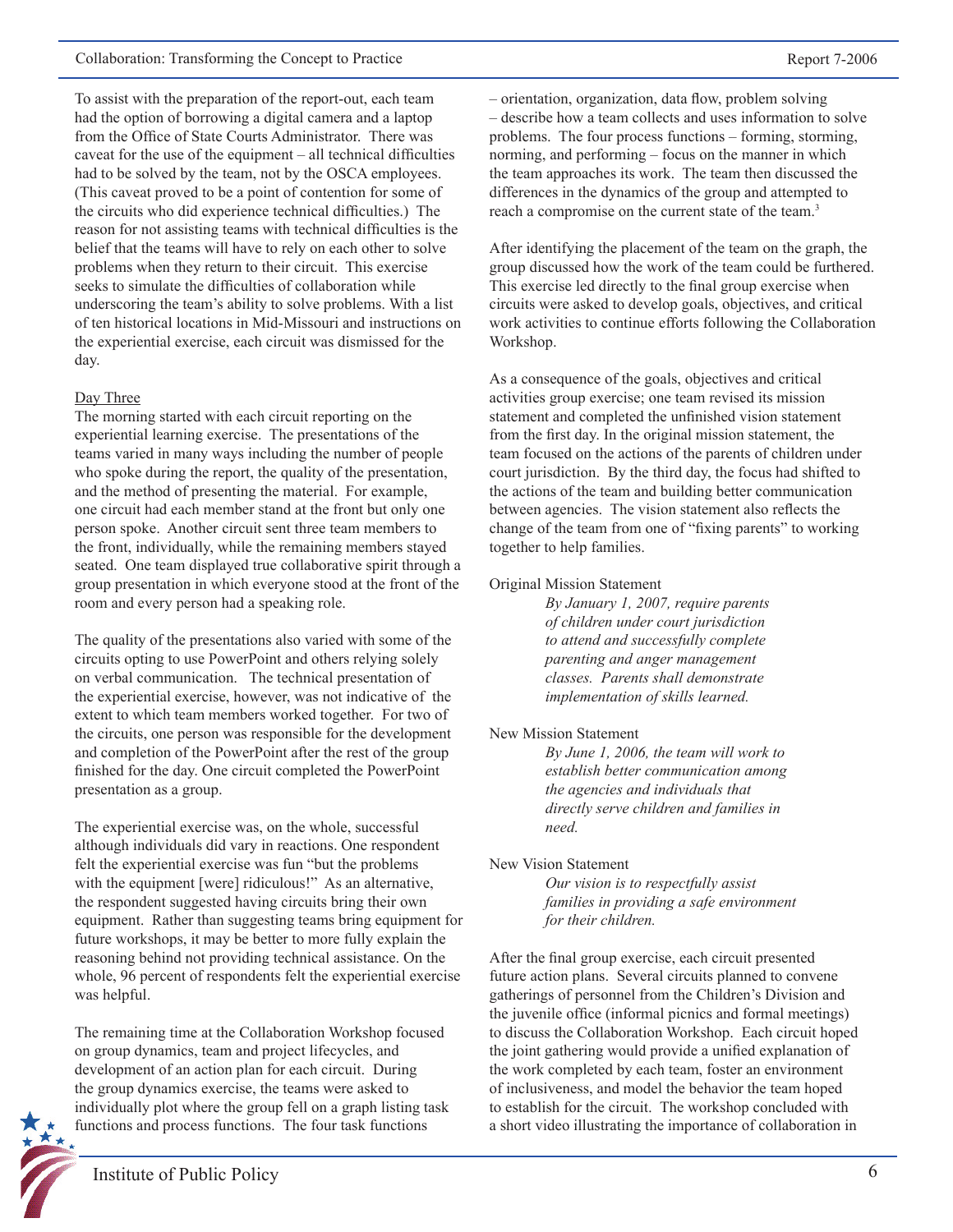To assist with the preparation of the report-out, each team had the option of borrowing a digital camera and a laptop from the Office of State Courts Administrator. There was caveat for the use of the equipment – all technical difficulties had to be solved by the team, not by the OSCA employees. (This caveat proved to be a point of contention for some of the circuits who did experience technical difficulties.) The reason for not assisting teams with technical difficulties is the belief that the teams will have to rely on each other to solve problems when they return to their circuit. This exercise seeks to simulate the difficulties of collaboration while underscoring the team's ability to solve problems. With a list of ten historical locations in Mid-Missouri and instructions on the experiential exercise, each circuit was dismissed for the day.

Day Three

The morning started with each circuit reporting on the experiential learning exercise. The presentations of the teams varied in many ways including the number of people who spoke during the report, the quality of the presentation, and the method of presenting the material. For example, one circuit had each member stand at the front but only one person spoke. Another circuit sent three team members to the front, individually, while the remaining members stayed seated. One team displayed true collaborative spirit through a group presentation in which everyone stood at the front of the room and every person had a speaking role.

The quality of the presentations also varied with some of the circuits opting to use PowerPoint and others relying solely on verbal communication. The technical presentation of the experiential exercise, however, was not indicative of the extent to which team members worked together. For two of the circuits, one person was responsible for the development and completion of the PowerPoint after the rest of the group finished for the day. One circuit completed the PowerPoint presentation as a group.

The experiential exercise was, on the whole, successful although individuals did vary in reactions. One respondent felt the experiential exercise was fun "but the problems with the equipment [were] ridiculous!" As an alternative, the respondent suggested having circuits bring their own equipment. Rather than suggesting teams bring equipment for future workshops, it may be better to more fully explain the reasoning behind not providing technical assistance. On the whole, 96 percent of respondents felt the experiential exercise was helpful.

The remaining time at the Collaboration Workshop focused on group dynamics, team and project lifecycles, and development of an action plan for each circuit. During the group dynamics exercise, the teams were asked to individually plot where the group fell on a graph listing task functions and process functions. The four task functions – orientation, organization, data flow, problem solving – describe how a team collects and uses information to solve problems. The four process functions – forming, storming, norming, and performing – focus on the manner in which the team approaches its work. The team then discussed the differences in the dynamics of the group and attempted to reach a compromise on the current state of the team.[3]

After identifying the placement of the team on the graph, the group discussed how the work of the team could be furthered. This exercise led directly to the final group exercise when circuits were asked to develop goals, objectives, and critical work activities to continue efforts following the Collaboration Workshop.

As a consequence of the goals, objectives and critical activities group exercise; one team revised its mission statement and completed the unfinished vision statement from the first day. In the original mission statement, the team focused on the actions of the parents of children under court jurisdiction. By the third day, the focus had shifted to the actions of the team and building better communication between agencies. The vision statement also reflects the change of the team from one of "fixing parents" to working together to help families.

Original Mission Statement

> *By January 1, 2007, require parents of children under court jurisdiction to attend and successfully complete parenting and anger management classes. Parents shall demonstrate implementation of skills learned.*

New Mission Statement

> *By June 1, 2006, the team will work to establish better communication among the agencies and individuals that directly serve children and families in need.*

New Vision Statement

> *Our vision is to respectfully assist families in providing a safe environment for their children.*

After the final group exercise, each circuit presented future action plans. Several circuits planned to convene gatherings of personnel from the Children's Division and the juvenile office (informal picnics and formal meetings) to discuss the Collaboration Workshop. Each circuit hoped the joint gathering would provide a unified explanation of the work completed by each team, foster an environment of inclusiveness, and model the behavior the team hoped to establish for the circuit. The workshop concluded with a short video illustrating the importance of collaboration in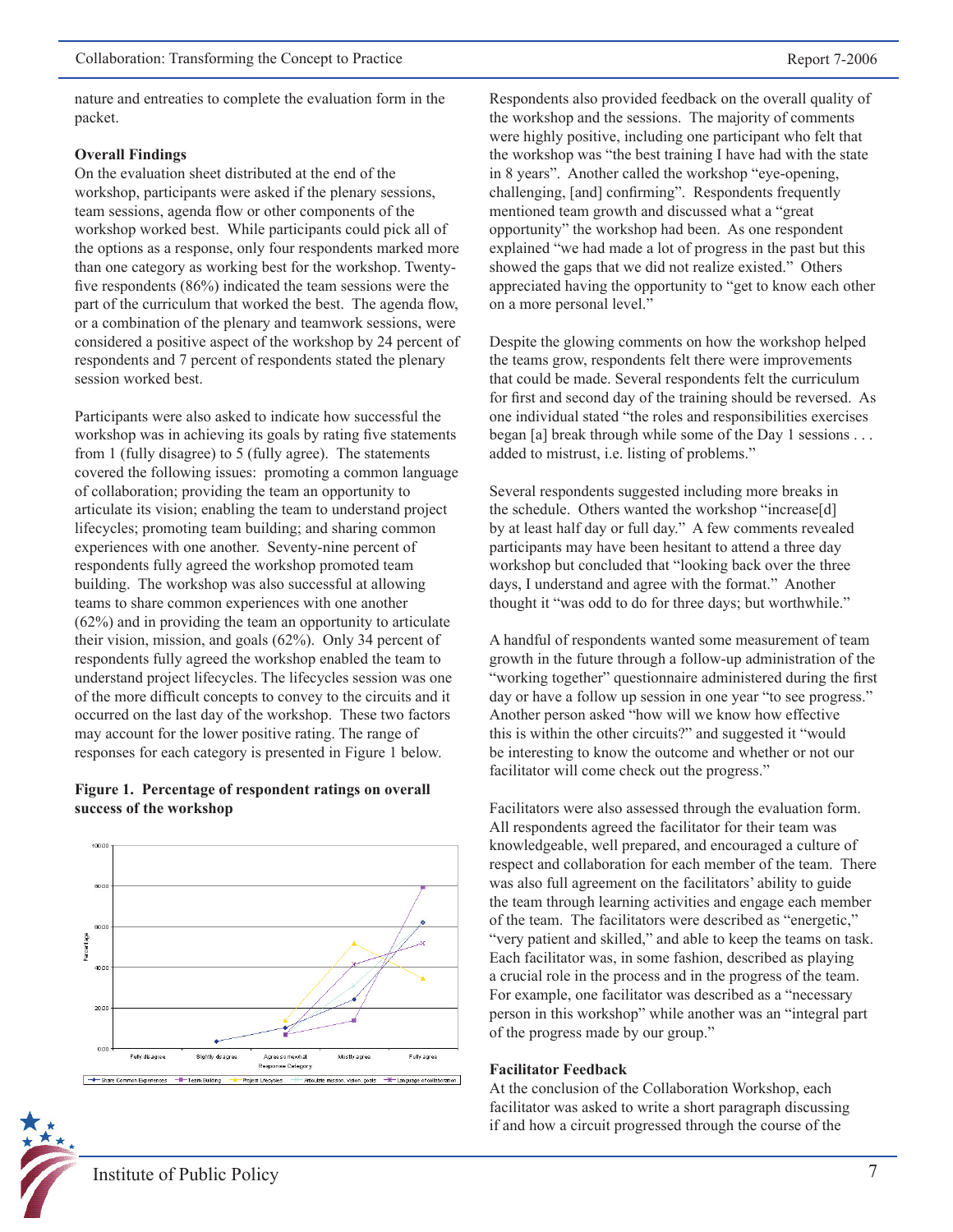nature and entreaties to complete the evaluation form in the packet.

**Overall Findings**

On the evaluation sheet distributed at the end of the workshop, participants were asked if the plenary sessions, team sessions, agenda flow or other components of the workshop worked best. While participants could pick all of the options as a response, only four respondents marked more than one category as working best for the workshop. Twenty-five respondents (86%) indicated the team sessions were the part of the curriculum that worked the best. The agenda flow, or a combination of the plenary and teamwork sessions, were considered a positive aspect of the workshop by 24 percent of respondents and 7 percent of respondents stated the plenary session worked best.

Participants were also asked to indicate how successful the workshop was in achieving its goals by rating five statements from 1 (fully disagree) to 5 (fully agree). The statements covered the following issues: promoting a common language of collaboration; providing the team an opportunity to articulate its vision; enabling the team to understand project lifecycles; promoting team building; and sharing common experiences with one another. Seventy-nine percent of respondents fully agreed the workshop promoted team building. The workshop was also successful at allowing teams to share common experiences with one another (62%) and in providing the team an opportunity to articulate their vision, mission, and goals (62%). Only 34 percent of respondents fully agreed the workshop enabled the team to understand project lifecycles. The lifecycles session was one of the more difficult concepts to convey to the circuits and it occurred on the last day of the workshop. These two factors may account for the lower positive rating. The range of responses for each category is presented in Figure 1 below.

**Figure 1. Percentage of respondent ratings on overall success of the workshop**

Respondents also provided feedback on the overall quality of the workshop and the sessions. The majority of comments were highly positive, including one participant who felt that the workshop was "the best training I have had with the state in 8 years". Another called the workshop "eye-opening, challenging, [and] confirming". Respondents frequently mentioned team growth and discussed what a "great opportunity" the workshop had been. As one respondent explained "we had made a lot of progress in the past but this showed the gaps that we did not realize existed." Others appreciated having the opportunity to "get to know each other on a more personal level."

Despite the glowing comments on how the workshop helped the teams grow, respondents felt there were improvements that could be made. Several respondents felt the curriculum for first and second day of the training should be reversed. As one individual stated "the roles and responsibilities exercises began [a] break through while some of the Day 1 sessions . . . added to mistrust, i.e. listing of problems."

Several respondents suggested including more breaks in the schedule. Others wanted the workshop "increase[d] by at least half day or full day." A few comments revealed participants may have been hesitant to attend a three day workshop but concluded that "looking back over the three days, I understand and agree with the format." Another thought it "was odd to do for three days; but worthwhile."

A handful of respondents wanted some measurement of team growth in the future through a follow-up administration of the "working together" questionnaire administered during the first day or have a follow up session in one year "to see progress." Another person asked "how will we know how effective this is within the other circuits?" and suggested it "would be interesting to know the outcome and whether or not our facilitator will come check out the progress."

Facilitators were also assessed through the evaluation form. All respondents agreed the facilitator for their team was knowledgeable, well prepared, and encouraged a culture of respect and collaboration for each member of the team. There was also full agreement on the facilitators' ability to guide the team through learning activities and engage each member of the team. The facilitators were described as "energetic," "very patient and skilled," and able to keep the teams on task. Each facilitator was, in some fashion, described as playing a crucial role in the process and in the progress of the team. For example, one facilitator was described as a "necessary person in this workshop" while another was an "integral part of the progress made by our group."

**Facilitator Feedback**

At the conclusion of the Collaboration Workshop, each facilitator was asked to write a short paragraph discussing if and how a circuit progressed through the course of the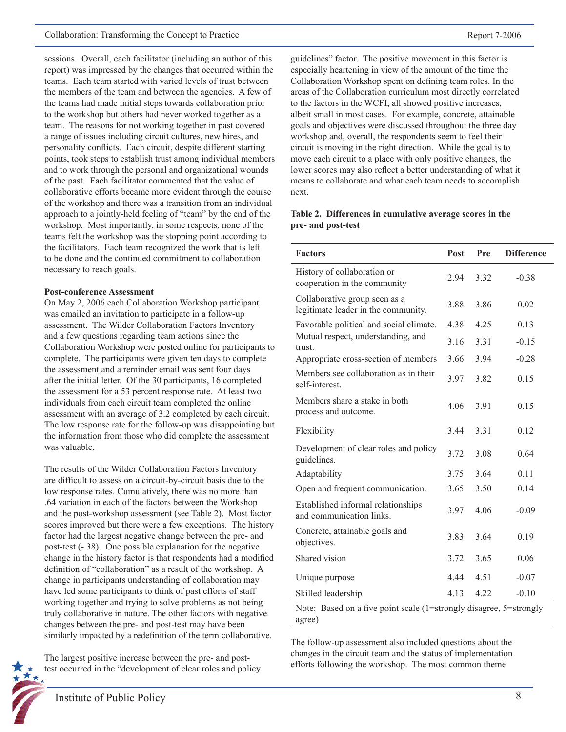sessions. Overall, each facilitator (including an author of this report) was impressed by the changes that occurred within the teams. Each team started with varied levels of trust between the members of the team and between the agencies. A few of the teams had made initial steps towards collaboration prior to the workshop but others had never worked together as a team. The reasons for not working together in past covered a range of issues including circuit cultures, new hires, and personality conflicts. Each circuit, despite different starting points, took steps to establish trust among individual members and to work through the personal and organizational wounds of the past. Each facilitator commented that the value of collaborative efforts became more evident through the course of the workshop and there was a transition from an individual approach to a jointly-held feeling of "team" by the end of the workshop. Most importantly, in some respects, none of the teams felt the workshop was the stopping point according to the facilitators. Each team recognized the work that is left to be done and the continued commitment to collaboration necessary to reach goals.

**Post-conference Assessment**

On May 2, 2006 each Collaboration Workshop participant was emailed an invitation to participate in a follow-up assessment. The Wilder Collaboration Factors Inventory and a few questions regarding team actions since the Collaboration Workshop were posted online for participants to complete. The participants were given ten days to complete the assessment and a reminder email was sent four days after the initial letter. Of the 30 participants, 16 completed the assessment for a 53 percent response rate. At least two individuals from each circuit team completed the online assessment with an average of 3.2 completed by each circuit. The low response rate for the follow-up was disappointing but the information from those who did complete the assessment was valuable.

The results of the Wilder Collaboration Factors Inventory are difficult to assess on a circuit-by-circuit basis due to the low response rates. Cumulatively, there was no more than .64 variation in each of the factors between the Workshop and the post-workshop assessment (see Table 2). Most factor scores improved but there were a few exceptions. The history factor had the largest negative change between the pre- and post-test (-.38). One possible explanation for the negative change in the history factor is that respondents had a modified definition of "collaboration" as a result of the workshop. A change in participants understanding of collaboration may have led some participants to think of past efforts of staff working together and trying to solve problems as not being truly collaborative in nature. The other factors with negative changes between the pre- and post-test may have been similarly impacted by a redefinition of the term collaborative.

The largest positive increase between the pre- and post-test occurred in the "development of clear roles and policy guidelines" factor. The positive movement in this factor is especially heartening in view of the amount of the time the Collaboration Workshop spent on defining team roles. In the areas of the Collaboration curriculum most directly correlated to the factors in the WCFI, all showed positive increases, albeit small in most cases. For example, concrete, attainable goals and objectives were discussed throughout the three day workshop and, overall, the respondents seem to feel their circuit is moving in the right direction. While the goal is to move each circuit to a place with only positive changes, the lower scores may also reflect a better understanding of what it means to collaborate and what each team needs to accomplish next.

**Table 2. Differences in cumulative average scores in the pre- and post-test**

| Factors | Post | Pre | Difference |
|---|---|---|---|
| History of collaboration or cooperation in the community | 2.94 | 3.32 | -0.38 |
| Collaborative group seen as a legitimate leader in the community. | 3.88 | 3.86 | 0.02 |
| Favorable political and social climate. | 4.38 | 4.25 | 0.13 |
| Mutual respect, understanding, and trust. | 3.16 | 3.31 | -0.15 |
| Appropriate cross-section of members | 3.66 | 3.94 | -0.28 |
| Members see collaboration as in their self-interest. | 3.97 | 3.82 | 0.15 |
| Members share a stake in both process and outcome. | 4.06 | 3.91 | 0.15 |
| Flexibility | 3.44 | 3.31 | 0.12 |
| Development of clear roles and policy guidelines. | 3.72 | 3.08 | 0.64 |
| Adaptability | 3.75 | 3.64 | 0.11 |
| Open and frequent communication. | 3.65 | 3.50 | 0.14 |
| Established informal relationships and communication links. | 3.97 | 4.06 | -0.09 |
| Concrete, attainable goals and objectives. | 3.83 | 3.64 | 0.19 |
| Shared vision | 3.72 | 3.65 | 0.06 |
| Unique purpose | 4.44 | 4.51 | -0.07 |
| Skilled leadership | 4.13 | 4.22 | -0.10 |

Note: Based on a five point scale (1=strongly disagree, 5=strongly agree)

The follow-up assessment also included questions about the changes in the circuit team and the status of implementation efforts following the workshop. The most common theme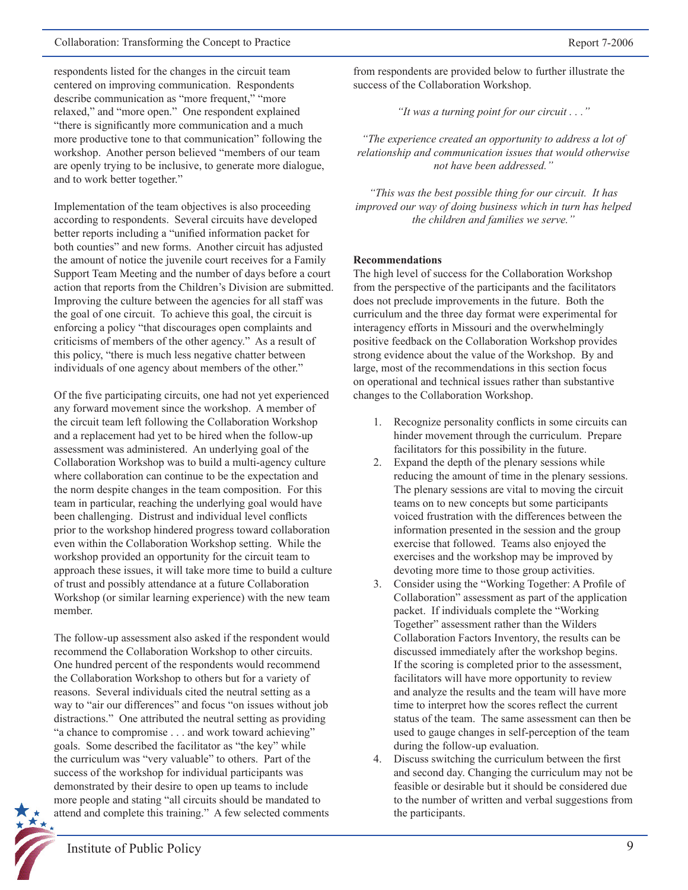respondents listed for the changes in the circuit team centered on improving communication. Respondents describe communication as "more frequent," "more relaxed," and "more open." One respondent explained "there is significantly more communication and a much more productive tone to that communication" following the workshop. Another person believed "members of our team are openly trying to be inclusive, to generate more dialogue, and to work better together."

Implementation of the team objectives is also proceeding according to respondents. Several circuits have developed better reports including a "unified information packet for both counties" and new forms. Another circuit has adjusted the amount of notice the juvenile court receives for a Family Support Team Meeting and the number of days before a court action that reports from the Children's Division are submitted. Improving the culture between the agencies for all staff was the goal of one circuit. To achieve this goal, the circuit is enforcing a policy "that discourages open complaints and criticisms of members of the other agency." As a result of this policy, "there is much less negative chatter between individuals of one agency about members of the other."

Of the five participating circuits, one had not yet experienced any forward movement since the workshop. A member of the circuit team left following the Collaboration Workshop and a replacement had yet to be hired when the follow-up assessment was administered. An underlying goal of the Collaboration Workshop was to build a multi-agency culture where collaboration can continue to be the expectation and the norm despite changes in the team composition. For this team in particular, reaching the underlying goal would have been challenging. Distrust and individual level conflicts prior to the workshop hindered progress toward collaboration even within the Collaboration Workshop setting. While the workshop provided an opportunity for the circuit team to approach these issues, it will take more time to build a culture of trust and possibly attendance at a future Collaboration Workshop (or similar learning experience) with the new team member.

The follow-up assessment also asked if the respondent would recommend the Collaboration Workshop to other circuits. One hundred percent of the respondents would recommend the Collaboration Workshop to others but for a variety of reasons. Several individuals cited the neutral setting as a way to "air our differences" and focus "on issues without job distractions." One attributed the neutral setting as providing "a chance to compromise . . . and work toward achieving" goals. Some described the facilitator as "the key" while the curriculum was "very valuable" to others. Part of the success of the workshop for individual participants was demonstrated by their desire to open up teams to include more people and stating "all circuits should be mandated to attend and complete this training." A few selected comments from respondents are provided below to further illustrate the success of the Collaboration Workshop.

*"It was a turning point for our circuit . . ."*

*"The experience created an opportunity to address a lot of relationship and communication issues that would otherwise not have been addressed."*

*"This was the best possible thing for our circuit. It has improved our way of doing business which in turn has helped the children and families we serve."*

**Recommendations**

The high level of success for the Collaboration Workshop from the perspective of the participants and the facilitators does not preclude improvements in the future. Both the curriculum and the three day format were experimental for interagency efforts in Missouri and the overwhelmingly positive feedback on the Collaboration Workshop provides strong evidence about the value of the Workshop. By and large, most of the recommendations in this section focus on operational and technical issues rather than substantive changes to the Collaboration Workshop.

1. Recognize personality conflicts in some circuits can hinder movement through the curriculum. Prepare facilitators for this possibility in the future.
2. Expand the depth of the plenary sessions while reducing the amount of time in the plenary sessions. The plenary sessions are vital to moving the circuit teams on to new concepts but some participants voiced frustration with the differences between the information presented in the session and the group exercise that followed. Teams also enjoyed the exercises and the workshop may be improved by devoting more time to those group activities.
3. Consider using the "Working Together: A Profile of Collaboration" assessment as part of the application packet. If individuals complete the "Working Together" assessment rather than the Wilders Collaboration Factors Inventory, the results can be discussed immediately after the workshop begins. If the scoring is completed prior to the assessment, facilitators will have more opportunity to review and analyze the results and the team will have more time to interpret how the scores reflect the current status of the team. The same assessment can then be used to gauge changes in self-perception of the team during the follow-up evaluation.
4. Discuss switching the curriculum between the first and second day. Changing the curriculum may not be feasible or desirable but it should be considered due to the number of written and verbal suggestions from the participants.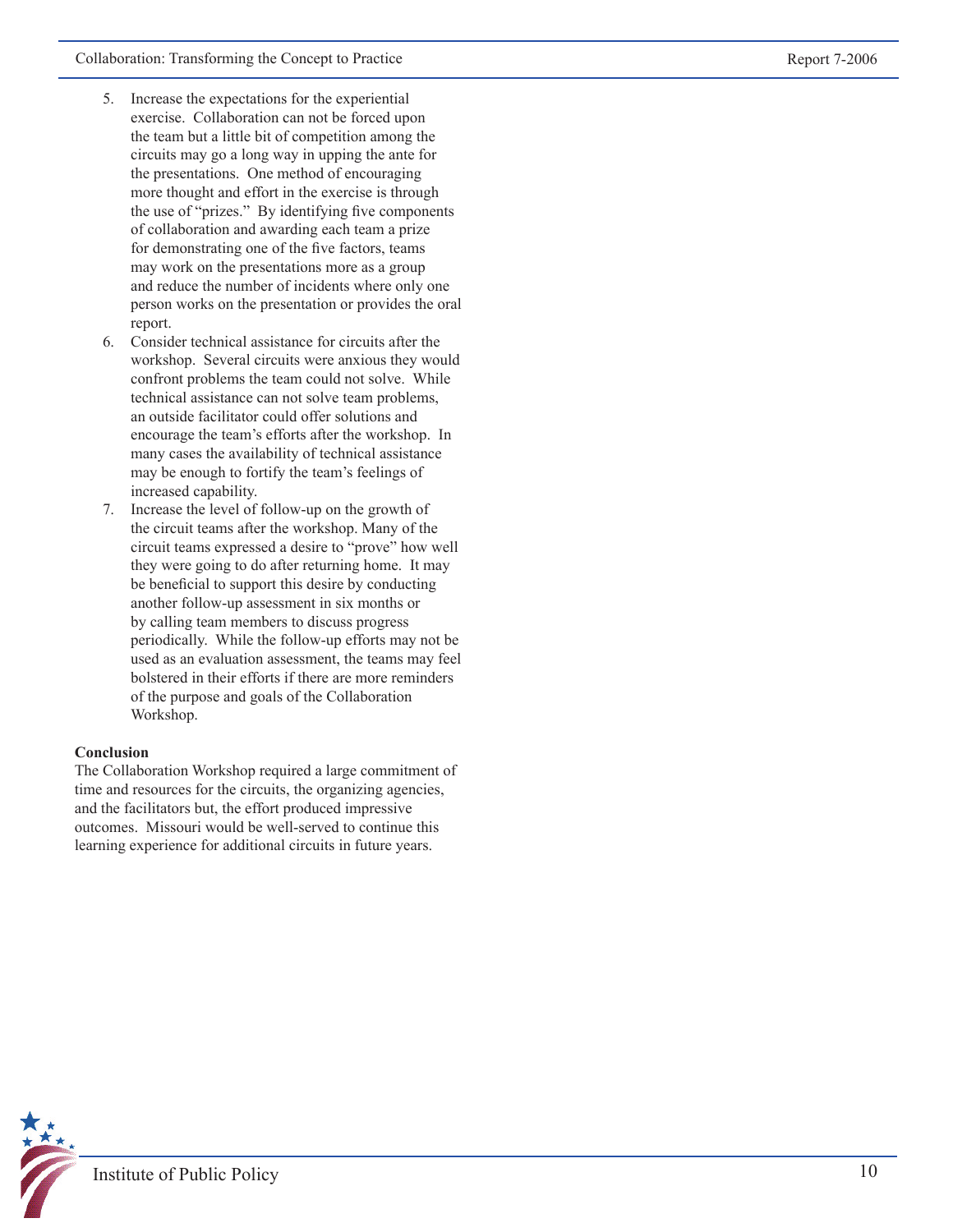5. Increase the expectations for the experiential exercise. Collaboration can not be forced upon the team but a little bit of competition among the circuits may go a long way in upping the ante for the presentations. One method of encouraging more thought and effort in the exercise is through the use of "prizes." By identifying five components of collaboration and awarding each team a prize for demonstrating one of the five factors, teams may work on the presentations more as a group and reduce the number of incidents where only one person works on the presentation or provides the oral report.
6. Consider technical assistance for circuits after the workshop. Several circuits were anxious they would confront problems the team could not solve. While technical assistance can not solve team problems, an outside facilitator could offer solutions and encourage the team's efforts after the workshop. In many cases the availability of technical assistance may be enough to fortify the team's feelings of increased capability.
7. Increase the level of follow-up on the growth of the circuit teams after the workshop. Many of the circuit teams expressed a desire to "prove" how well they were going to do after returning home. It may be beneficial to support this desire by conducting another follow-up assessment in six months or by calling team members to discuss progress periodically. While the follow-up efforts may not be used as an evaluation assessment, the teams may feel bolstered in their efforts if there are more reminders of the purpose and goals of the Collaboration Workshop.

**Conclusion**

The Collaboration Workshop required a large commitment of time and resources for the circuits, the organizing agencies, and the facilitators but, the effort produced impressive outcomes. Missouri would be well-served to continue this learning experience for additional circuits in future years.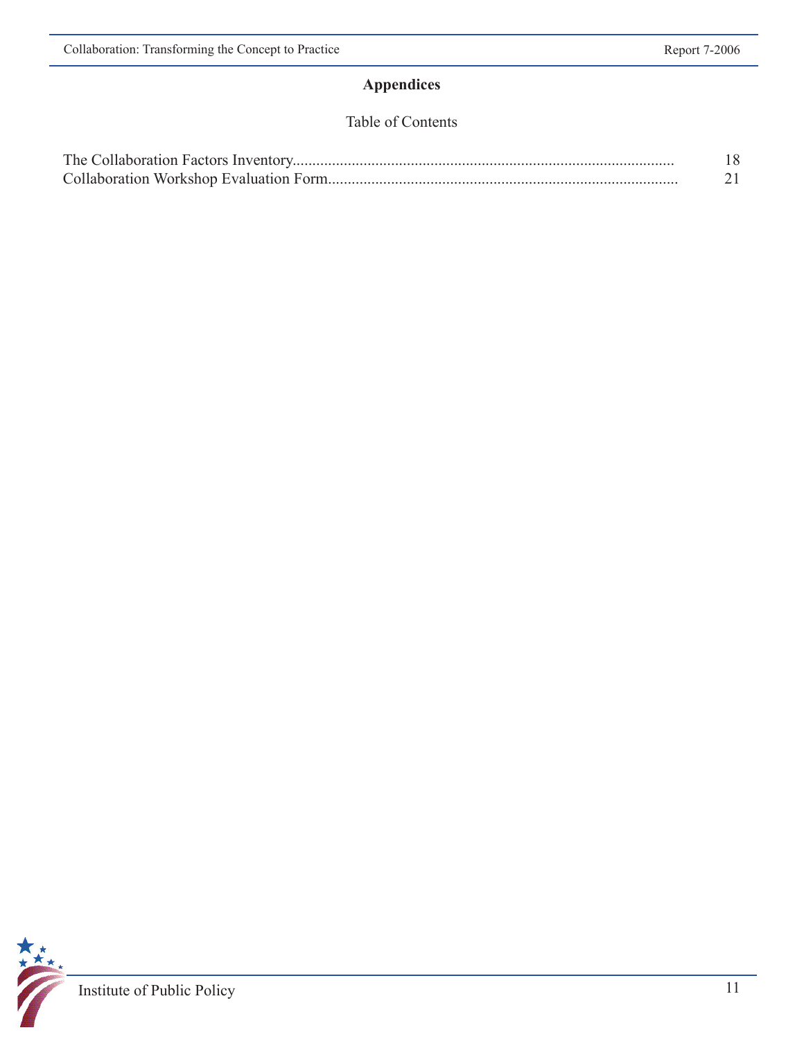# Appendices

Table of Contents

| | |
|---|---|
| The Collaboration Factors Inventory | 18 |
| Collaboration Workshop Evaluation Form | 21 |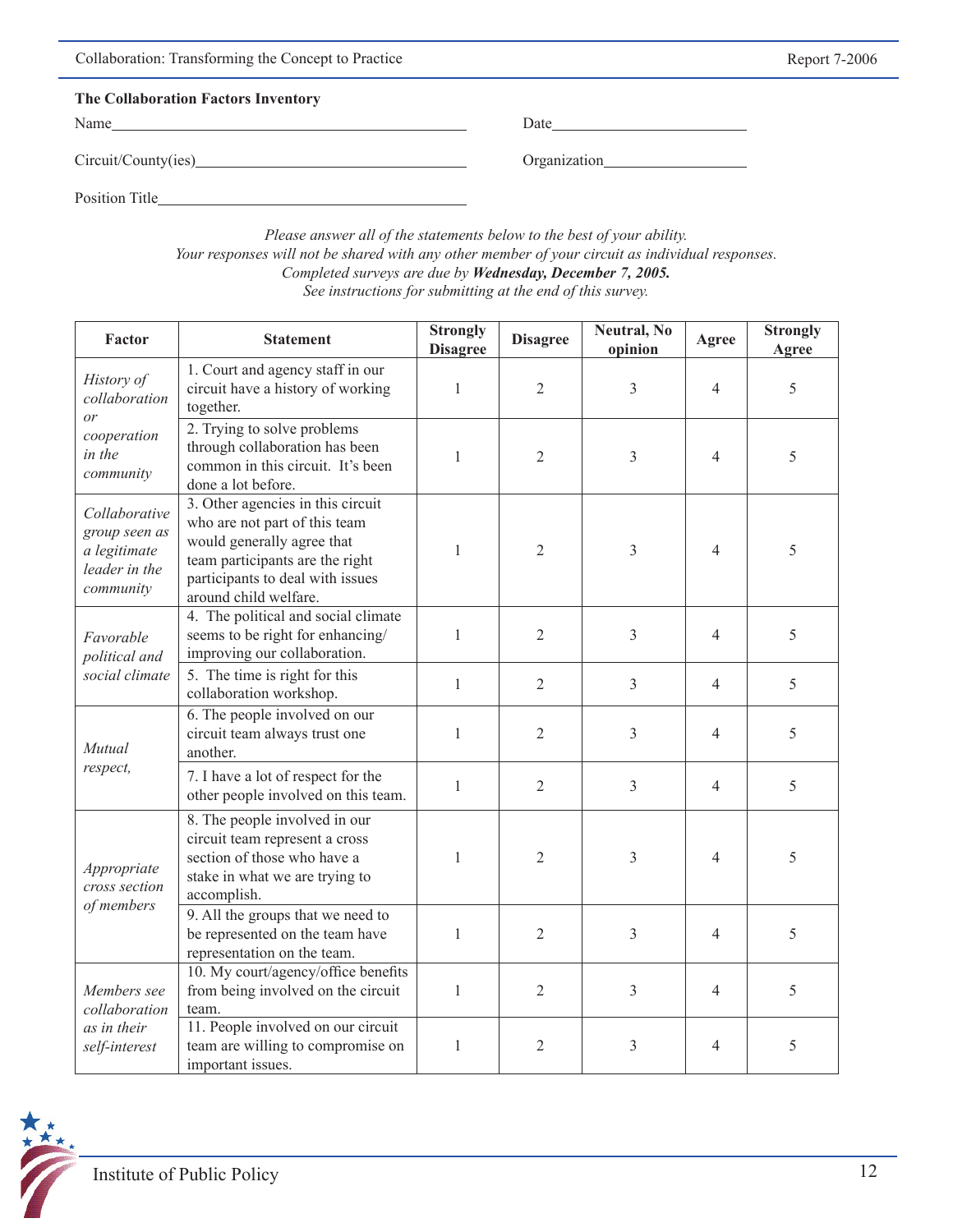### The Collaboration Factors Inventory

Name________________________________________ Date______________________

Circuit/County(ies)______________________________ Organization________________

Position Title____________________________________

*Please answer all of the statements below to the best of your ability.*
*Your responses will not be shared with any other member of your circuit as individual responses.*
*Completed surveys are due by* ***Wednesday, December 7, 2005.***
*See instructions for submitting at the end of this survey.*

| Factor | Statement | Strongly Disagree | Disagree | Neutral, No opinion | Agree | Strongly Agree |
|---|---|---|---|---|---|---|
| *History of collaboration or cooperation in the community* | 1. Court and agency staff in our circuit have a history of working together. | 1 | 2 | 3 | 4 | 5 |
| | 2. Trying to solve problems through collaboration has been common in this circuit. It's been done a lot before. | 1 | 2 | 3 | 4 | 5 |
| *Collaborative group seen as a legitimate leader in the community* | 3. Other agencies in this circuit who are not part of this team would generally agree that team participants are the right participants to deal with issues around child welfare. | 1 | 2 | 3 | 4 | 5 |
| *Favorable political and social climate* | 4. The political and social climate seems to be right for enhancing/ improving our collaboration. | 1 | 2 | 3 | 4 | 5 |
| | 5. The time is right for this collaboration workshop. | 1 | 2 | 3 | 4 | 5 |
| *Mutual respect,* | 6. The people involved on our circuit team always trust one another. | 1 | 2 | 3 | 4 | 5 |
| | 7. I have a lot of respect for the other people involved on this team. | 1 | 2 | 3 | 4 | 5 |
| *Appropriate cross section of members* | 8. The people involved in our circuit team represent a cross section of those who have a stake in what we are trying to accomplish. | 1 | 2 | 3 | 4 | 5 |
| | 9. All the groups that we need to be represented on the team have representation on the team. | 1 | 2 | 3 | 4 | 5 |
| *Members see collaboration as in their self-interest* | 10. My court/agency/office benefits from being involved on the circuit team. | 1 | 2 | 3 | 4 | 5 |
| | 11. People involved on our circuit team are willing to compromise on important issues. | 1 | 2 | 3 | 4 | 5 |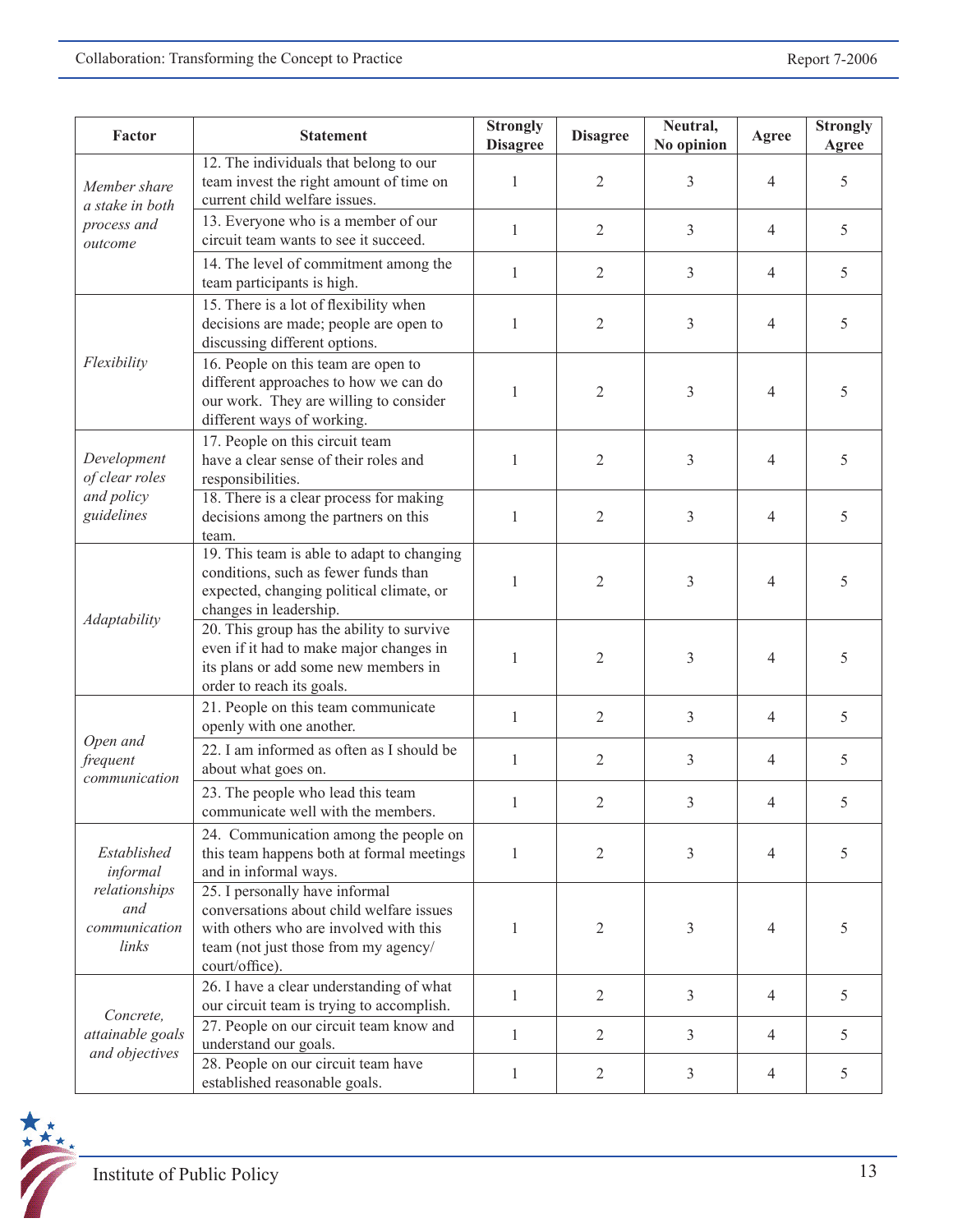| Factor | Statement | Strongly Disagree | Disagree | Neutral, No opinion | Agree | Strongly Agree |
|---|---|---|---|---|---|---|
| *Member share a stake in both process and outcome* | 12. The individuals that belong to our team invest the right amount of time on current child welfare issues. | 1 | 2 | 3 | 4 | 5 |
| | 13. Everyone who is a member of our circuit team wants to see it succeed. | 1 | 2 | 3 | 4 | 5 |
| | 14. The level of commitment among the team participants is high. | 1 | 2 | 3 | 4 | 5 |
| *Flexibility* | 15. There is a lot of flexibility when decisions are made; people are open to discussing different options. | 1 | 2 | 3 | 4 | 5 |
| | 16. People on this team are open to different approaches to how we can do our work. They are willing to consider different ways of working. | 1 | 2 | 3 | 4 | 5 |
| *Development of clear roles and policy guidelines* | 17. People on this circuit team have a clear sense of their roles and responsibilities. | 1 | 2 | 3 | 4 | 5 |
| | 18. There is a clear process for making decisions among the partners on this team. | 1 | 2 | 3 | 4 | 5 |
| *Adaptability* | 19. This team is able to adapt to changing conditions, such as fewer funds than expected, changing political climate, or changes in leadership. | 1 | 2 | 3 | 4 | 5 |
| | 20. This group has the ability to survive even if it had to make major changes in its plans or add some new members in order to reach its goals. | 1 | 2 | 3 | 4 | 5 |
| *Open and frequent communication* | 21. People on this team communicate openly with one another. | 1 | 2 | 3 | 4 | 5 |
| | 22. I am informed as often as I should be about what goes on. | 1 | 2 | 3 | 4 | 5 |
| | 23. The people who lead this team communicate well with the members. | 1 | 2 | 3 | 4 | 5 |
| *Established informal relationships and communication links* | 24. Communication among the people on this team happens both at formal meetings and in informal ways. | 1 | 2 | 3 | 4 | 5 |
| | 25. I personally have informal conversations about child welfare issues with others who are involved with this team (not just those from my agency/court/office). | 1 | 2 | 3 | 4 | 5 |
| *Concrete, attainable goals and objectives* | 26. I have a clear understanding of what our circuit team is trying to accomplish. | 1 | 2 | 3 | 4 | 5 |
| | 27. People on our circuit team know and understand our goals. | 1 | 2 | 3 | 4 | 5 |
| | 28. People on our circuit team have established reasonable goals. | 1 | 2 | 3 | 4 | 5 |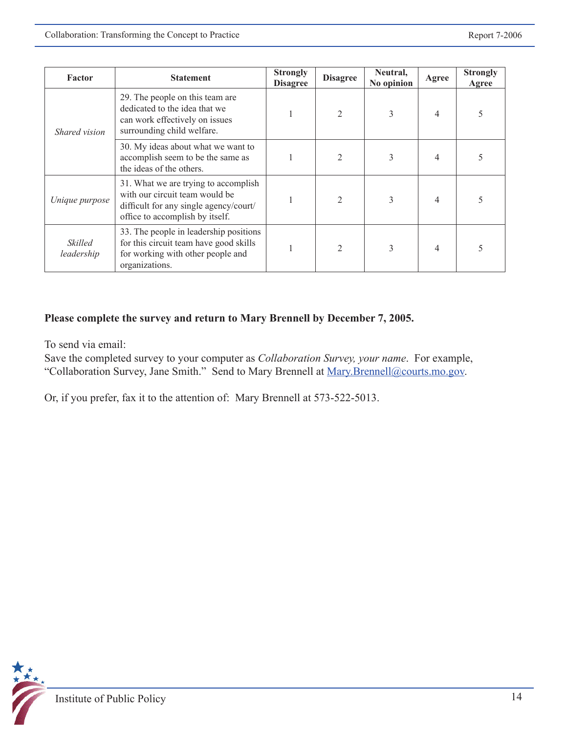| Factor | Statement | Strongly Disagree | Disagree | Neutral, No opinion | Agree | Strongly Agree |
|---|---|---|---|---|---|---|
| *Shared vision* | 29. The people on this team are dedicated to the idea that we can work effectively on issues surrounding child welfare. | 1 | 2 | 3 | 4 | 5 |
| | 30. My ideas about what we want to accomplish seem to be the same as the ideas of the others. | 1 | 2 | 3 | 4 | 5 |
| *Unique purpose* | 31. What we are trying to accomplish with our circuit team would be difficult for any single agency/court/office to accomplish by itself. | 1 | 2 | 3 | 4 | 5 |
| *Skilled leadership* | 33. The people in leadership positions for this circuit team have good skills for working with other people and organizations. | 1 | 2 | 3 | 4 | 5 |

**Please complete the survey and return to Mary Brennell by December 7, 2005.**

To send via email:
Save the completed survey to your computer as *Collaboration Survey, your name*. For example, "Collaboration Survey, Jane Smith." Send to Mary Brennell at Mary.Brennell@courts.mo.gov.

Or, if you prefer, fax it to the attention of: Mary Brennell at 573-522-5013.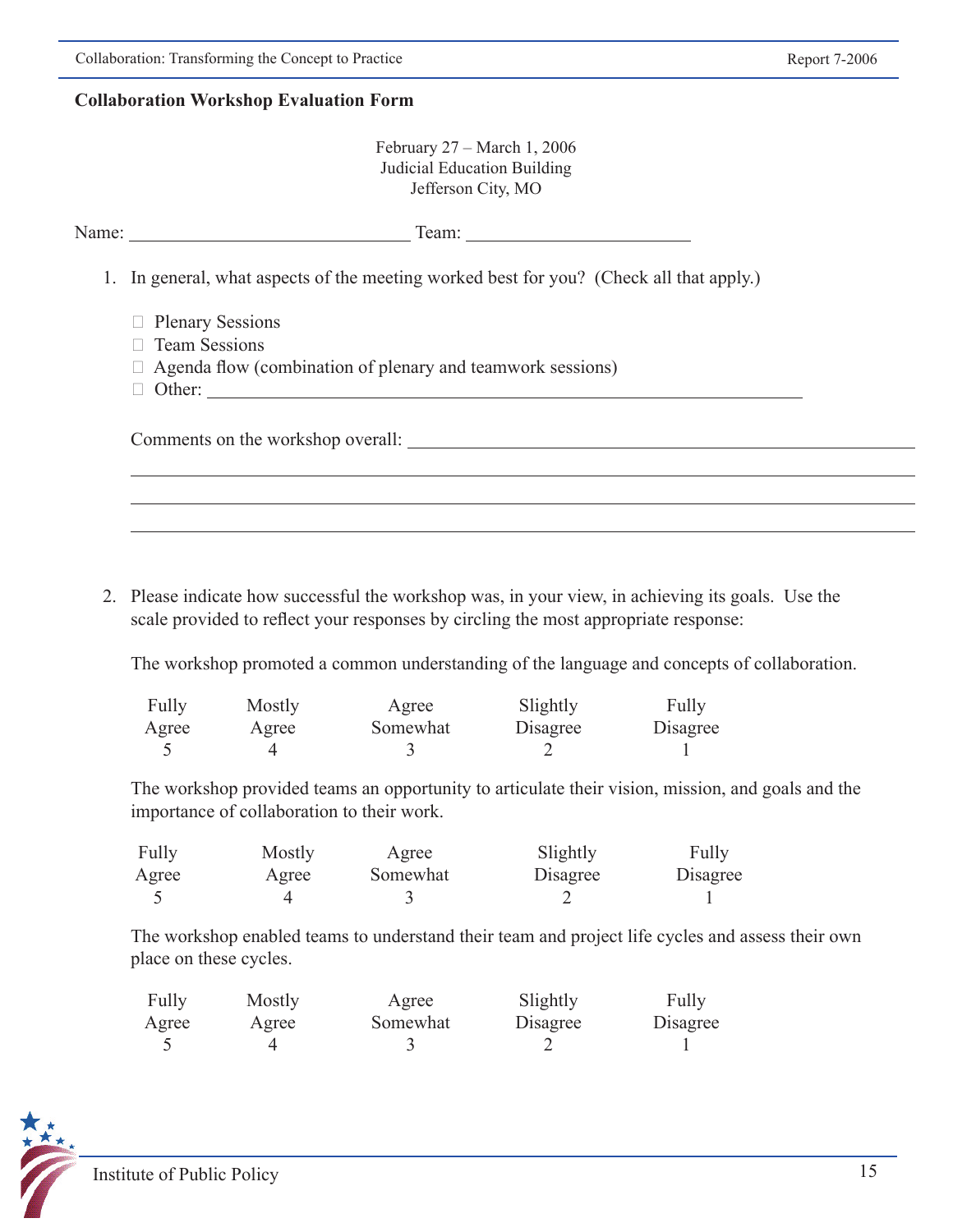## Collaboration Workshop Evaluation Form

February 27 – March 1, 2006
Judicial Education Building
Jefferson City, MO

Name: ______________________________ Team: _________________________

1. In general, what aspects of the meeting worked best for you? (Check all that apply.)

   - ☐ Plenary Sessions
   - ☐ Team Sessions
   - ☐ Agenda flow (combination of plenary and teamwork sessions)
   - ☐ Other: ________________________________________________________________

   Comments on the workshop overall: ________________________________________________

   ________________________________________________________________________________

   ________________________________________________________________________________

   ________________________________________________________________________________

2. Please indicate how successful the workshop was, in your view, in achieving its goals. Use the scale provided to reflect your responses by circling the most appropriate response:

   The workshop promoted a common understanding of the language and concepts of collaboration.

   | Fully Agree | Mostly Agree | Agree Somewhat | Slightly Disagree | Fully Disagree |
   |---|---|---|---|---|
   | 5 | 4 | 3 | 2 | 1 |

   The workshop provided teams an opportunity to articulate their vision, mission, and goals and the importance of collaboration to their work.

   | Fully Agree | Mostly Agree | Agree Somewhat | Slightly Disagree | Fully Disagree |
   |---|---|---|---|---|
   | 5 | 4 | 3 | 2 | 1 |

   The workshop enabled teams to understand their team and project life cycles and assess their own place on these cycles.

   | Fully Agree | Mostly Agree | Agree Somewhat | Slightly Disagree | Fully Disagree |
   |---|---|---|---|---|
   | 5 | 4 | 3 | 2 | 1 |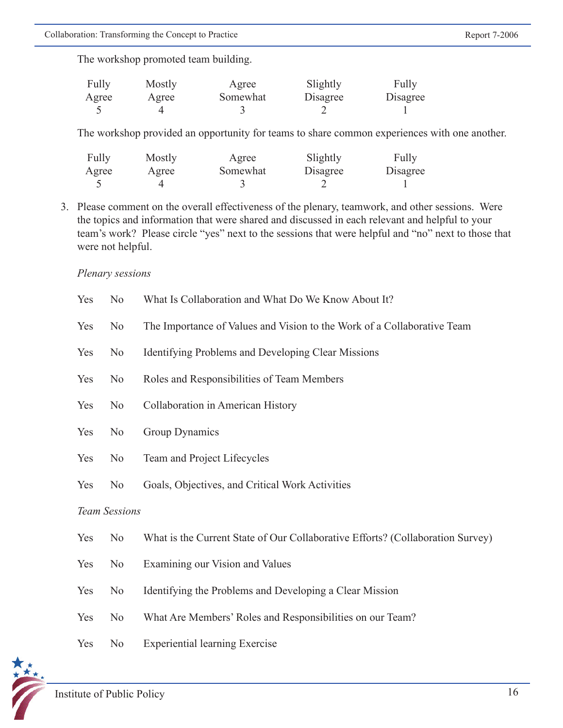The workshop promoted team building.

| Fully Agree | Mostly Agree | Agree Somewhat | Slightly Disagree | Fully Disagree |
|---|---|---|---|---|
| 5 | 4 | 3 | 2 | 1 |

The workshop provided an opportunity for teams to share common experiences with one another.

| Fully Agree | Mostly Agree | Agree Somewhat | Slightly Disagree | Fully Disagree |
|---|---|---|---|---|
| 5 | 4 | 3 | 2 | 1 |

3. Please comment on the overall effectiveness of the plenary, teamwork, and other sessions. Were the topics and information that were shared and discussed in each relevant and helpful to your team's work? Please circle "yes" next to the sessions that were helpful and "no" next to those that were not helpful.

*Plenary sessions*

Yes No What Is Collaboration and What Do We Know About It?

Yes No The Importance of Values and Vision to the Work of a Collaborative Team

Yes No Identifying Problems and Developing Clear Missions

Yes No Roles and Responsibilities of Team Members

Yes No Collaboration in American History

Yes No Group Dynamics

Yes No Team and Project Lifecycles

Yes No Goals, Objectives, and Critical Work Activities

*Team Sessions*

Yes No What is the Current State of Our Collaborative Efforts? (Collaboration Survey)

Yes No Examining our Vision and Values

Yes No Identifying the Problems and Developing a Clear Mission

Yes No What Are Members' Roles and Responsibilities on our Team?

Yes No Experiential learning Exercise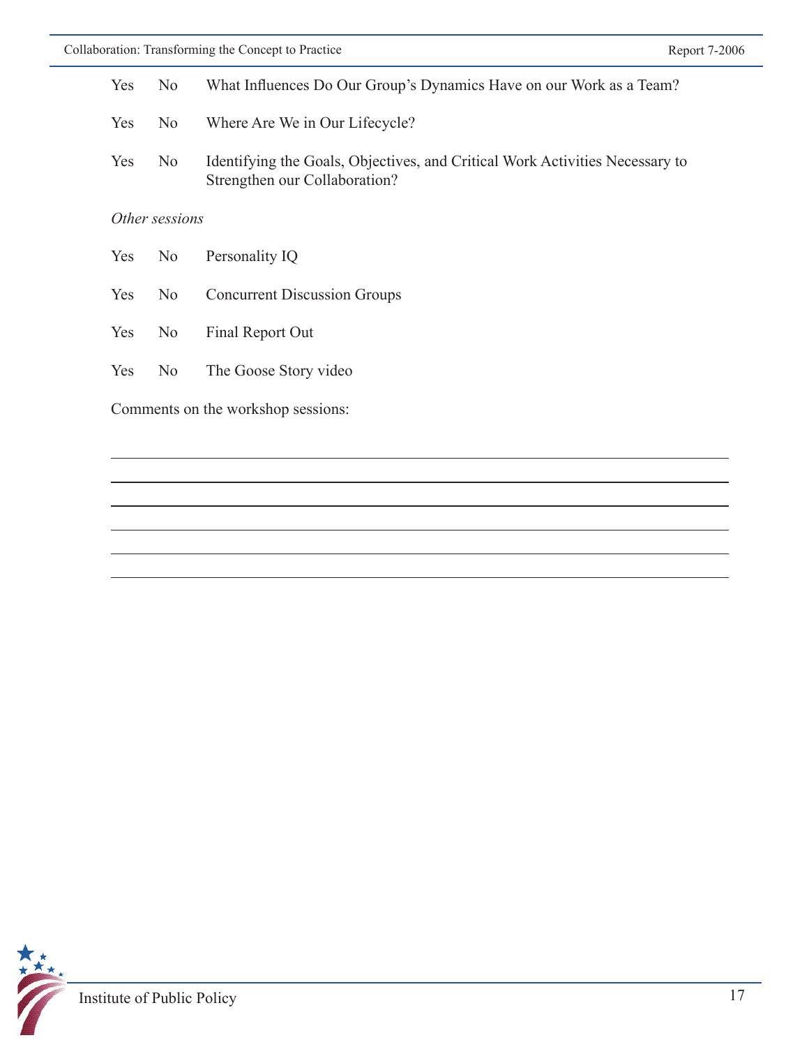Yes No What Influences Do Our Group's Dynamics Have on our Work as a Team?

Yes No Where Are We in Our Lifecycle?

Yes No Identifying the Goals, Objectives, and Critical Work Activities Necessary to Strengthen our Collaboration?

*Other sessions*

Yes No Personality IQ

Yes No Concurrent Discussion Groups

Yes No Final Report Out

Yes No The Goose Story video

Comments on the workshop sessions:

______________________________________________________________________________

______________________________________________________________________________

______________________________________________________________________________

______________________________________________________________________________

______________________________________________________________________________

______________________________________________________________________________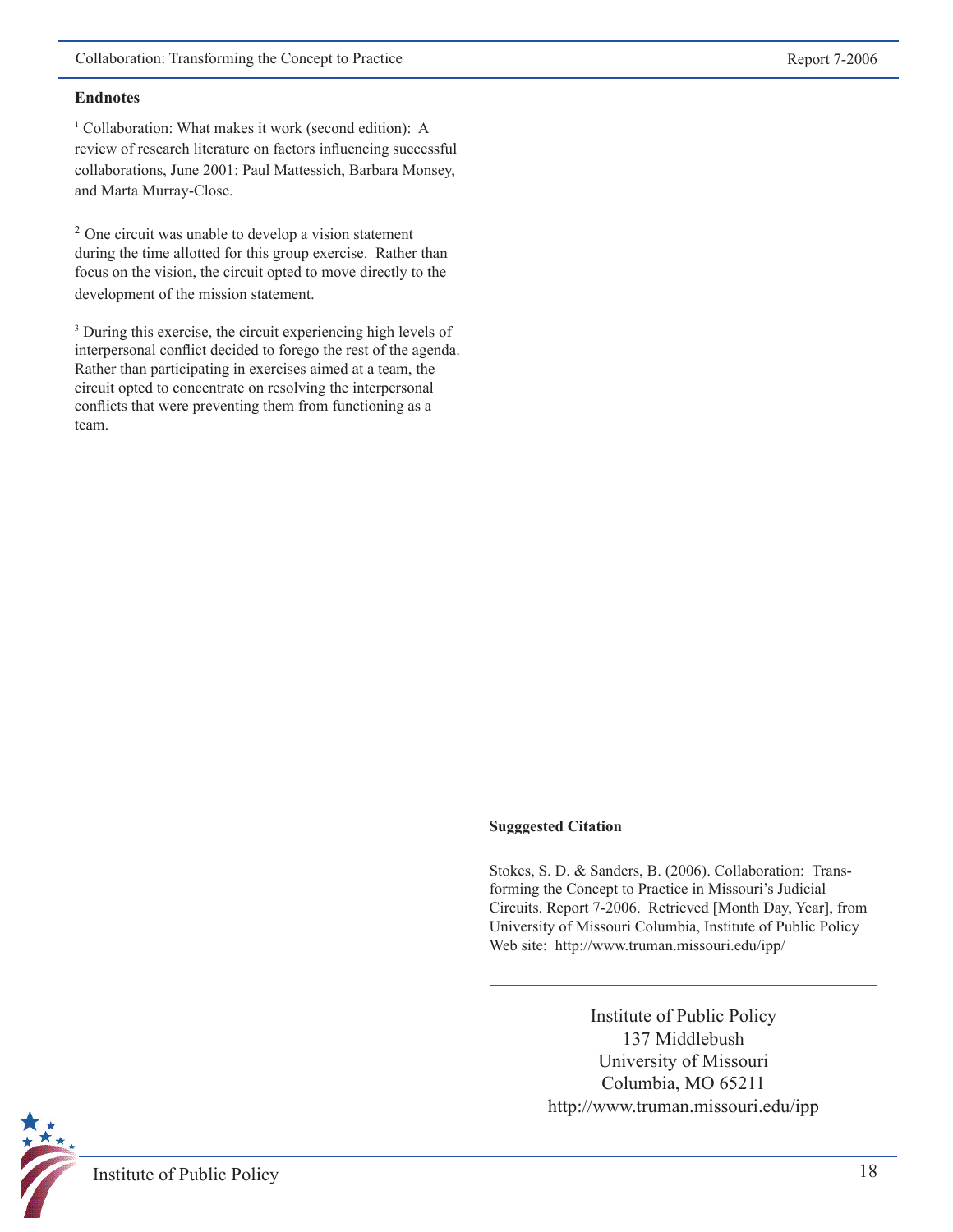**Endnotes**

[1] Collaboration: What makes it work (second edition): A review of research literature on factors influencing successful collaborations, June 2001: Paul Mattessich, Barbara Monsey, and Marta Murray-Close.

[2] One circuit was unable to develop a vision statement during the time allotted for this group exercise. Rather than focus on the vision, the circuit opted to move directly to the development of the mission statement.

[3] During this exercise, the circuit experiencing high levels of interpersonal conflict decided to forego the rest of the agenda. Rather than participating in exercises aimed at a team, the circuit opted to concentrate on resolving the interpersonal conflicts that were preventing them from functioning as a team.

**Sugggested Citation**

Stokes, S. D. & Sanders, B. (2006). Collaboration: Transforming the Concept to Practice in Missouri's Judicial Circuits. Report 7-2006. Retrieved [Month Day, Year], from University of Missouri Columbia, Institute of Public Policy Web site: http://www.truman.missouri.edu/ipp/

Institute of Public Policy
137 Middlebush
University of Missouri
Columbia, MO 65211
http://www.truman.missouri.edu/ipp